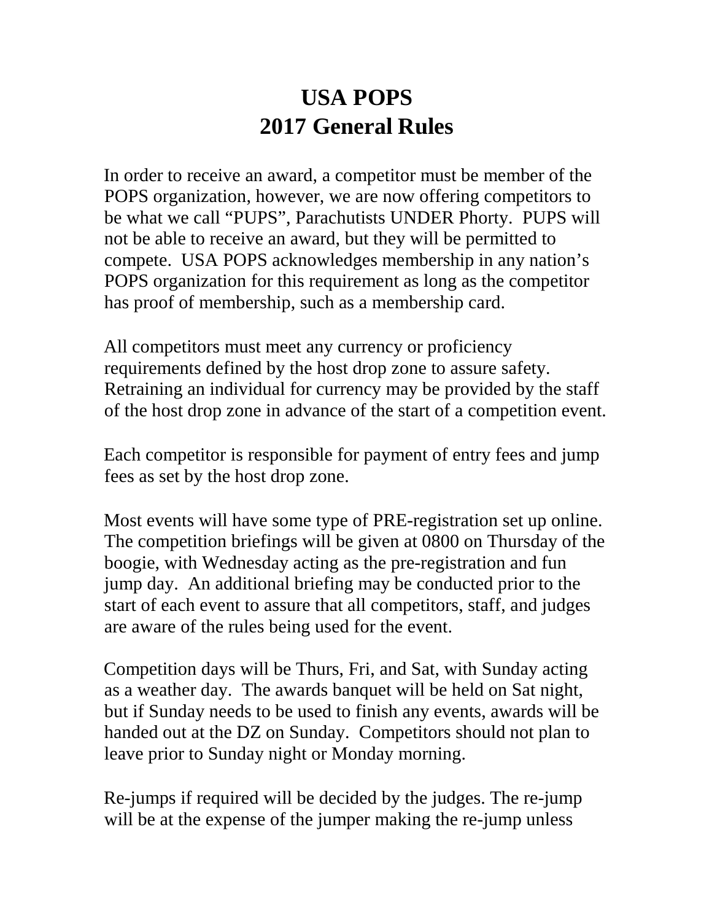# USA POPS
# 2017 General Rules

In order to receive an award, a competitor must be member of the POPS organization, however, we are now offering competitors to be what we call "PUPS", Parachutists UNDER Phorty. PUPS will not be able to receive an award, but they will be permitted to compete. USA POPS acknowledges membership in any nation's POPS organization for this requirement as long as the competitor has proof of membership, such as a membership card.

All competitors must meet any currency or proficiency requirements defined by the host drop zone to assure safety. Retraining an individual for currency may be provided by the staff of the host drop zone in advance of the start of a competition event.

Each competitor is responsible for payment of entry fees and jump fees as set by the host drop zone.

Most events will have some type of PRE-registration set up online. The competition briefings will be given at 0800 on Thursday of the boogie, with Wednesday acting as the pre-registration and fun jump day. An additional briefing may be conducted prior to the start of each event to assure that all competitors, staff, and judges are aware of the rules being used for the event.

Competition days will be Thurs, Fri, and Sat, with Sunday acting as a weather day. The awards banquet will be held on Sat night, but if Sunday needs to be used to finish any events, awards will be handed out at the DZ on Sunday. Competitors should not plan to leave prior to Sunday night or Monday morning.

Re-jumps if required will be decided by the judges. The re-jump will be at the expense of the jumper making the re-jump unless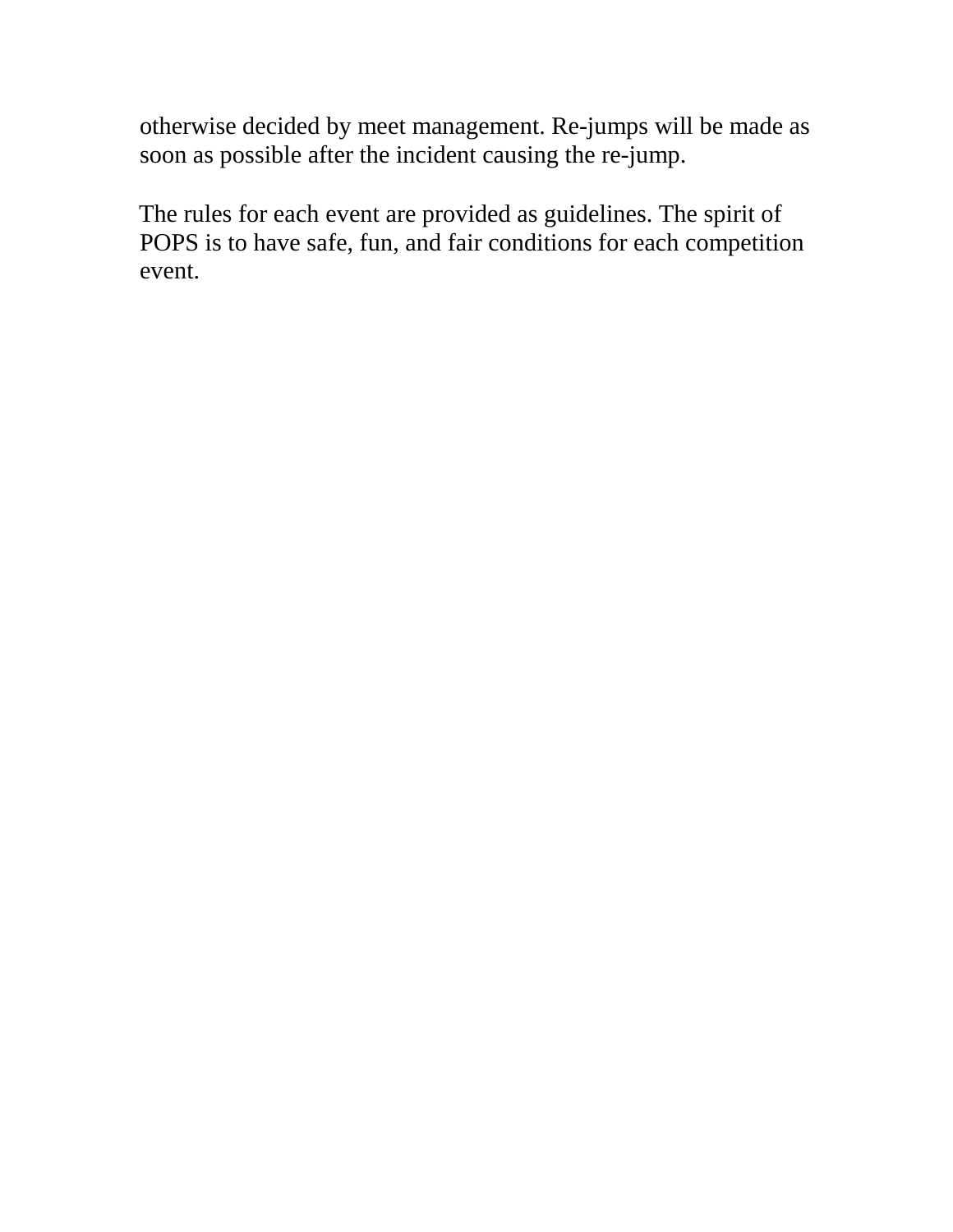otherwise decided by meet management. Re-jumps will be made as soon as possible after the incident causing the re-jump.

The rules for each event are provided as guidelines. The spirit of POPS is to have safe, fun, and fair conditions for each competition event.